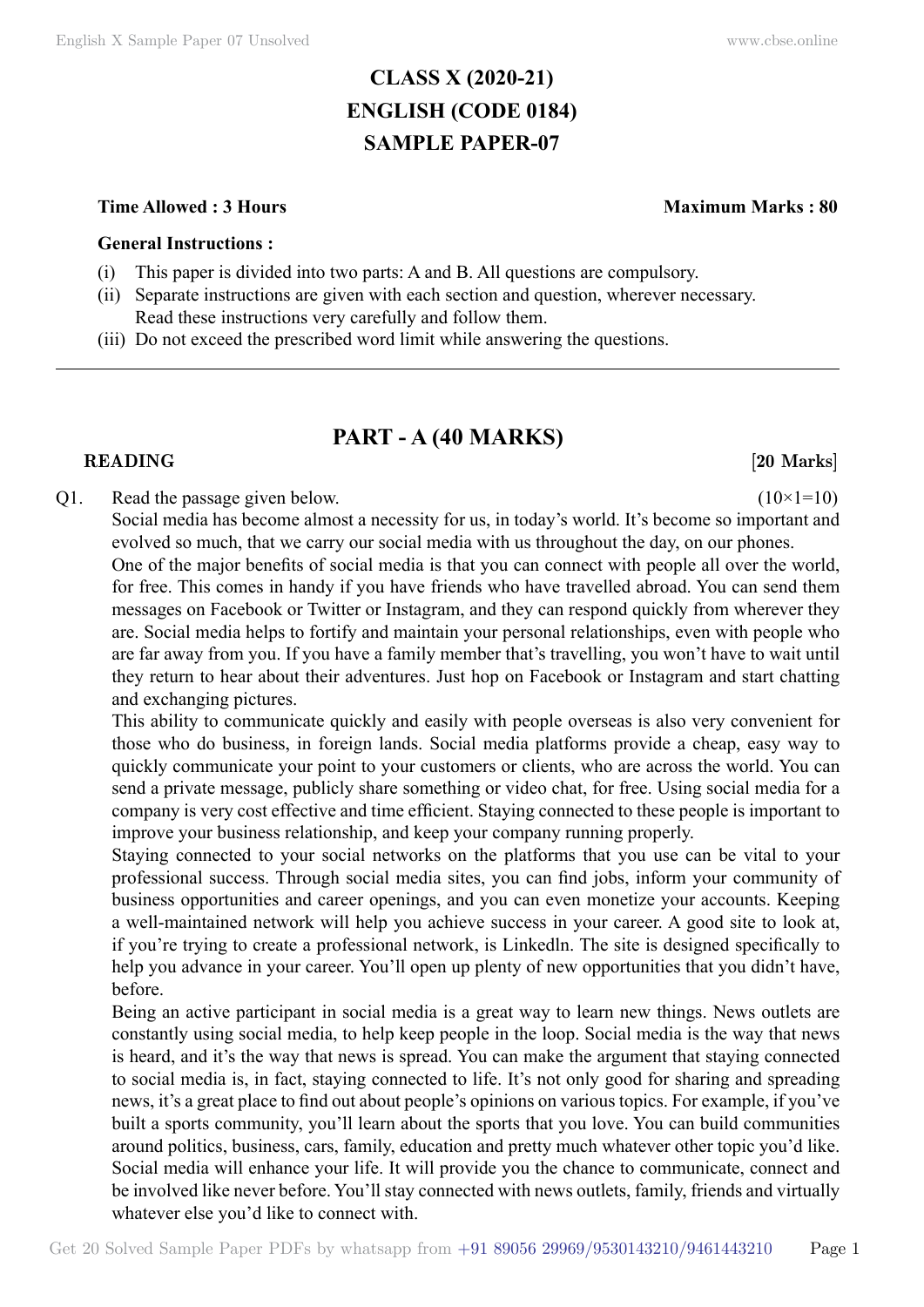# CLASS X (2020-21)
# ENGLISH (CODE 0184)
# SAMPLE PAPER-07

**Time Allowed : 3 Hours** **Maximum Marks : 80**

**General Instructions :**

(i) This paper is divided into two parts: A and B. All questions are compulsory.
(ii) Separate instructions are given with each section and question, wherever necessary. Read these instructions very carefully and follow them.
(iii) Do not exceed the prescribed word limit while answering the questions.

---

## PART - A (40 MARKS)

**READING** **[20 Marks]**

Q1. Read the passage given below. (10×1=10)

Social media has become almost a necessity for us, in today's world. It's become so important and evolved so much, that we carry our social media with us throughout the day, on our phones.

One of the major benefits of social media is that you can connect with people all over the world, for free. This comes in handy if you have friends who have travelled abroad. You can send them messages on Facebook or Twitter or Instagram, and they can respond quickly from wherever they are. Social media helps to fortify and maintain your personal relationships, even with people who are far away from you. If you have a family member that's travelling, you won't have to wait until they return to hear about their adventures. Just hop on Facebook or Instagram and start chatting and exchanging pictures.

This ability to communicate quickly and easily with people overseas is also very convenient for those who do business, in foreign lands. Social media platforms provide a cheap, easy way to quickly communicate your point to your customers or clients, who are across the world. You can send a private message, publicly share something or video chat, for free. Using social media for a company is very cost effective and time efficient. Staying connected to these people is important to improve your business relationship, and keep your company running properly.

Staying connected to your social networks on the platforms that you use can be vital to your professional success. Through social media sites, you can find jobs, inform your community of business opportunities and career openings, and you can even monetize your accounts. Keeping a well-maintained network will help you achieve success in your career. A good site to look at, if you're trying to create a professional network, is Linkedln. The site is designed specifically to help you advance in your career. You'll open up plenty of new opportunities that you didn't have, before.

Being an active participant in social media is a great way to learn new things. News outlets are constantly using social media, to help keep people in the loop. Social media is the way that news is heard, and it's the way that news is spread. You can make the argument that staying connected to social media is, in fact, staying connected to life. It's not only good for sharing and spreading news, it's a great place to find out about people's opinions on various topics. For example, if you've built a sports community, you'll learn about the sports that you love. You can build communities around politics, business, cars, family, education and pretty much whatever other topic you'd like. Social media will enhance your life. It will provide you the chance to communicate, connect and be involved like never before. You'll stay connected with news outlets, family, friends and virtually whatever else you'd like to connect with.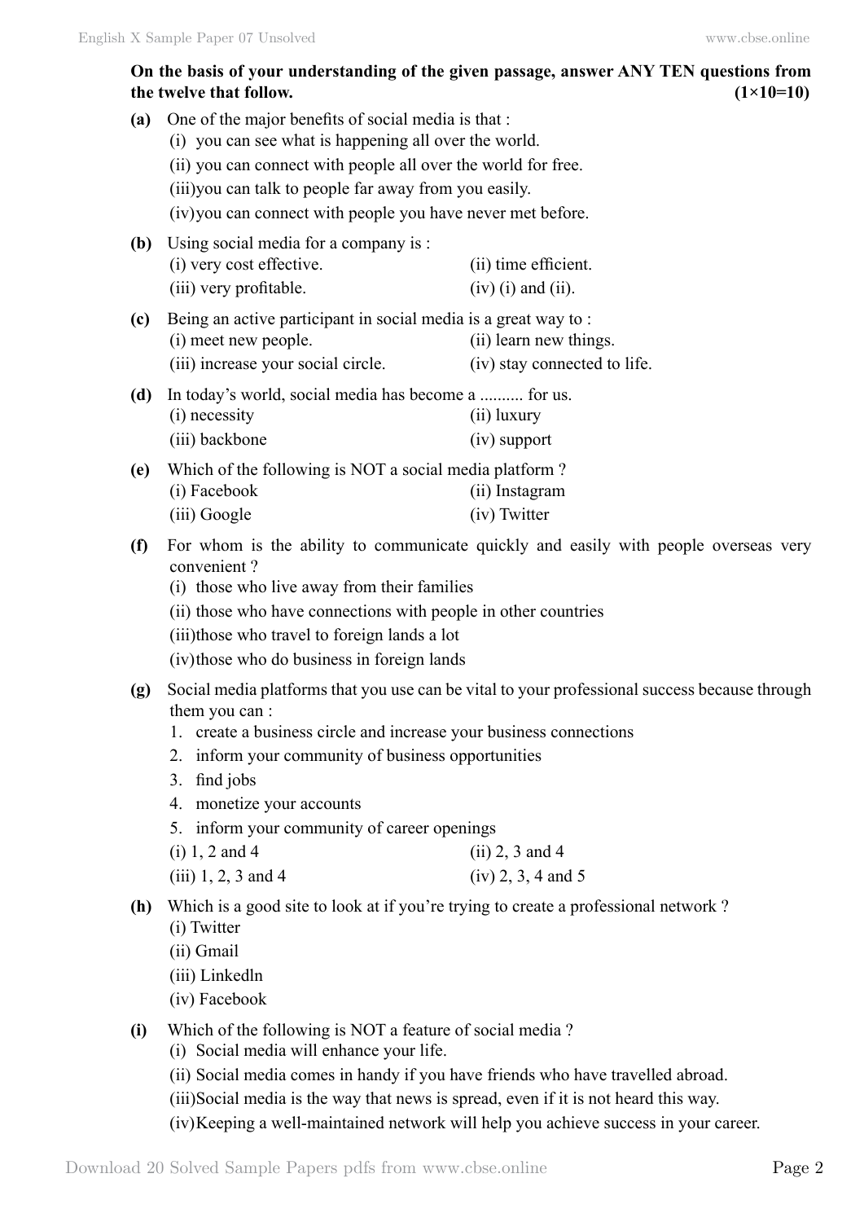**On the basis of your understanding of the given passage, answer ANY TEN questions from the twelve that follow. (1×10=10)**

**(a)** One of the major benefits of social media is that :

(i) you can see what is happening all over the world.

(ii) you can connect with people all over the world for free.

(iii) you can talk to people far away from you easily.

(iv) you can connect with people you have never met before.

**(b)** Using social media for a company is :

(i) very cost effective.

(ii) time efficient.

(iii) very profitable.

(iv) (i) and (ii).

**(c)** Being an active participant in social media is a great way to :

(i) meet new people.

(ii) learn new things.

(iii) increase your social circle.

(iv) stay connected to life.

**(d)** In today's world, social media has become a .......... for us.

(i) necessity

(ii) luxury

(iii) backbone

(iv) support

**(e)** Which of the following is NOT a social media platform ?

(i) Facebook

(ii) Instagram

(iii) Google

(iv) Twitter

**(f)** For whom is the ability to communicate quickly and easily with people overseas very convenient ?

(i) those who live away from their families

(ii) those who have connections with people in other countries

(iii) those who travel to foreign lands a lot

(iv) those who do business in foreign lands

**(g)** Social media platforms that you use can be vital to your professional success because through them you can :

1. create a business circle and increase your business connections
2. inform your community of business opportunities
3. find jobs
4. monetize your accounts
5. inform your community of career openings

(i) 1, 2 and 4

(ii) 2, 3 and 4

(iii) 1, 2, 3 and 4

(iv) 2, 3, 4 and 5

**(h)** Which is a good site to look at if you're trying to create a professional network ?

(i) Twitter

(ii) Gmail

(iii) Linkedln

(iv) Facebook

**(i)** Which of the following is NOT a feature of social media ?

(i) Social media will enhance your life.

(ii) Social media comes in handy if you have friends who have travelled abroad.

(iii) Social media is the way that news is spread, even if it is not heard this way.

(iv) Keeping a well-maintained network will help you achieve success in your career.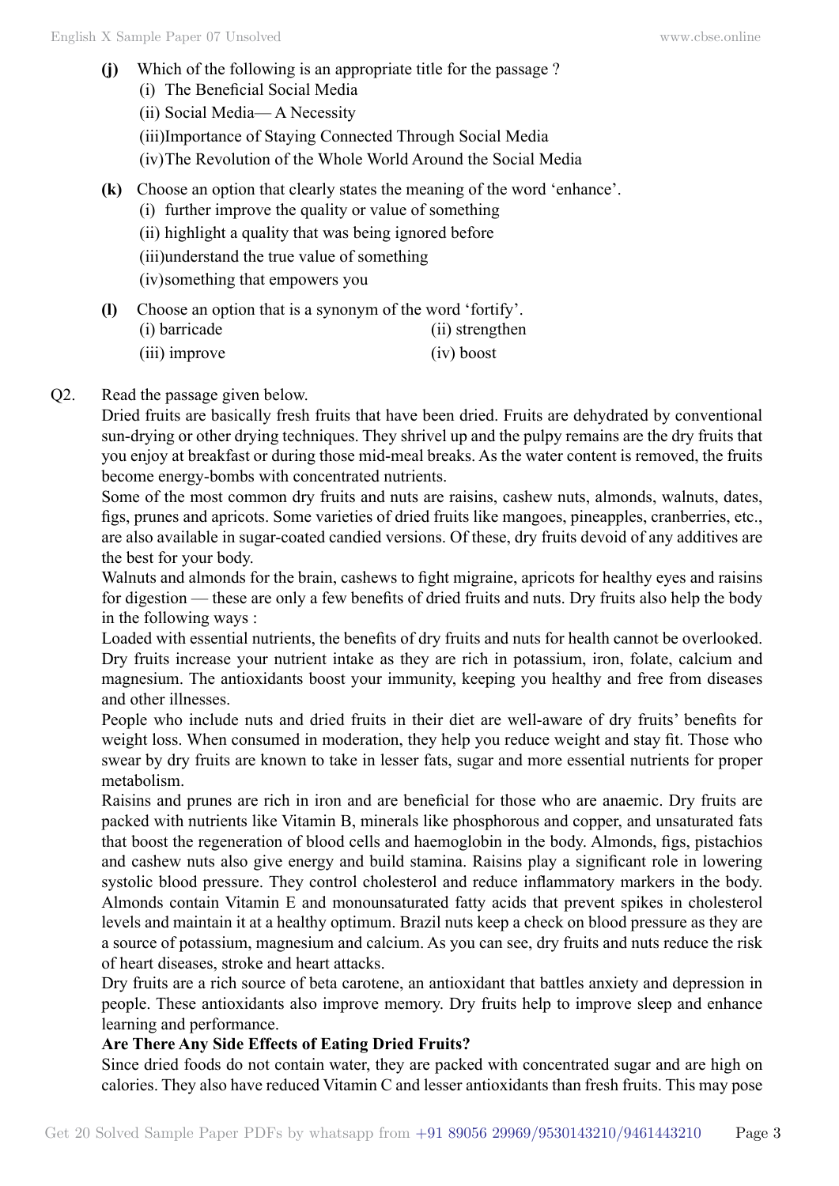**(j)** Which of the following is an appropriate title for the passage ?

(i) The Beneficial Social Media

(ii) Social Media— A Necessity

(iii)Importance of Staying Connected Through Social Media

(iv)The Revolution of the Whole World Around the Social Media

**(k)** Choose an option that clearly states the meaning of the word 'enhance'.

(i) further improve the quality or value of something

(ii) highlight a quality that was being ignored before

(iii)understand the true value of something

(iv)something that empowers you

**(l)** Choose an option that is a synonym of the word 'fortify'.

(i) barricade (ii) strengthen

(iii) improve (iv) boost

Q2. Read the passage given below.

Dried fruits are basically fresh fruits that have been dried. Fruits are dehydrated by conventional sun-drying or other drying techniques. They shrivel up and the pulpy remains are the dry fruits that you enjoy at breakfast or during those mid-meal breaks. As the water content is removed, the fruits become energy-bombs with concentrated nutrients.

Some of the most common dry fruits and nuts are raisins, cashew nuts, almonds, walnuts, dates, figs, prunes and apricots. Some varieties of dried fruits like mangoes, pineapples, cranberries, etc., are also available in sugar-coated candied versions. Of these, dry fruits devoid of any additives are the best for your body.

Walnuts and almonds for the brain, cashews to fight migraine, apricots for healthy eyes and raisins for digestion — these are only a few benefits of dried fruits and nuts. Dry fruits also help the body in the following ways :

Loaded with essential nutrients, the benefits of dry fruits and nuts for health cannot be overlooked. Dry fruits increase your nutrient intake as they are rich in potassium, iron, folate, calcium and magnesium. The antioxidants boost your immunity, keeping you healthy and free from diseases and other illnesses.

People who include nuts and dried fruits in their diet are well-aware of dry fruits' benefits for weight loss. When consumed in moderation, they help you reduce weight and stay fit. Those who swear by dry fruits are known to take in lesser fats, sugar and more essential nutrients for proper metabolism.

Raisins and prunes are rich in iron and are beneficial for those who are anaemic. Dry fruits are packed with nutrients like Vitamin B, minerals like phosphorous and copper, and unsaturated fats that boost the regeneration of blood cells and haemoglobin in the body. Almonds, figs, pistachios and cashew nuts also give energy and build stamina. Raisins play a significant role in lowering systolic blood pressure. They control cholesterol and reduce inflammatory markers in the body. Almonds contain Vitamin E and monounsaturated fatty acids that prevent spikes in cholesterol levels and maintain it at a healthy optimum. Brazil nuts keep a check on blood pressure as they are a source of potassium, magnesium and calcium. As you can see, dry fruits and nuts reduce the risk of heart diseases, stroke and heart attacks.

Dry fruits are a rich source of beta carotene, an antioxidant that battles anxiety and depression in people. These antioxidants also improve memory. Dry fruits help to improve sleep and enhance learning and performance.

**Are There Any Side Effects of Eating Dried Fruits?**

Since dried foods do not contain water, they are packed with concentrated sugar and are high on calories. They also have reduced Vitamin C and lesser antioxidants than fresh fruits. This may pose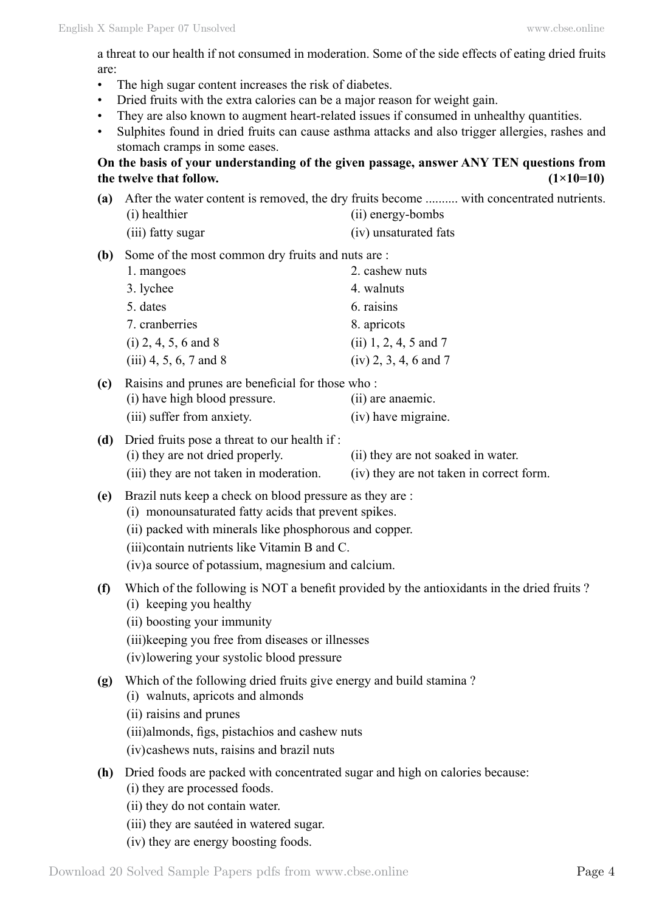a threat to our health if not consumed in moderation. Some of the side effects of eating dried fruits are:

- The high sugar content increases the risk of diabetes.
- Dried fruits with the extra calories can be a major reason for weight gain.
- They are also known to augment heart-related issues if consumed in unhealthy quantities.
- Sulphites found in dried fruits can cause asthma attacks and also trigger allergies, rashes and stomach cramps in some eases.

**On the basis of your understanding of the given passage, answer ANY TEN questions from the twelve that follow. (1×10=10)**

**(a)** After the water content is removed, the dry fruits become .......... with concentrated nutrients.
(i) healthier
(ii) energy-bombs
(iii) fatty sugar
(iv) unsaturated fats

**(b)** Some of the most common dry fruits and nuts are :
1. mangoes
2. cashew nuts
3. lychee
4. walnuts
5. dates
6. raisins
7. cranberries
8. apricots

(i) 2, 4, 5, 6 and 8
(ii) 1, 2, 4, 5 and 7
(iii) 4, 5, 6, 7 and 8
(iv) 2, 3, 4, 6 and 7

**(c)** Raisins and prunes are beneficial for those who :
(i) have high blood pressure.
(ii) are anaemic.
(iii) suffer from anxiety.
(iv) have migraine.

**(d)** Dried fruits pose a threat to our health if :
(i) they are not dried properly.
(ii) they are not soaked in water.
(iii) they are not taken in moderation.
(iv) they are not taken in correct form.

**(e)** Brazil nuts keep a check on blood pressure as they are :
(i) monounsaturated fatty acids that prevent spikes.
(ii) packed with minerals like phosphorous and copper.
(iii) contain nutrients like Vitamin B and C.
(iv) a source of potassium, magnesium and calcium.

**(f)** Which of the following is NOT a benefit provided by the antioxidants in the dried fruits ?
(i) keeping you healthy
(ii) boosting your immunity
(iii) keeping you free from diseases or illnesses
(iv) lowering your systolic blood pressure

**(g)** Which of the following dried fruits give energy and build stamina ?
(i) walnuts, apricots and almonds
(ii) raisins and prunes
(iii) almonds, figs, pistachios and cashew nuts
(iv) cashews nuts, raisins and brazil nuts

**(h)** Dried foods are packed with concentrated sugar and high on calories because:
(i) they are processed foods.
(ii) they do not contain water.
(iii) they are sautéed in watered sugar.
(iv) they are energy boosting foods.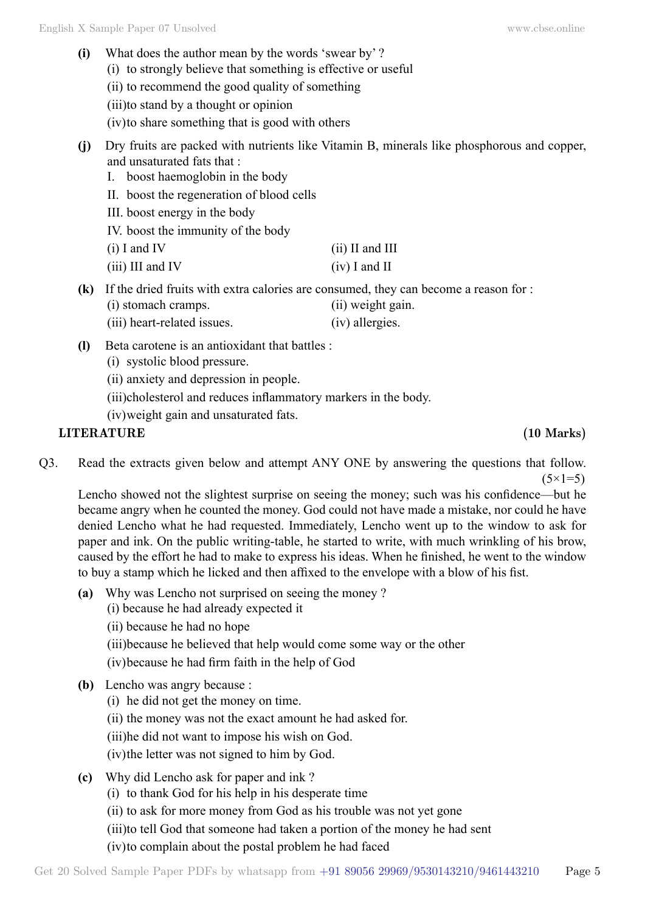**(i)** What does the author mean by the words 'swear by' ?

(i) to strongly believe that something is effective or useful

(ii) to recommend the good quality of something

(iii) to stand by a thought or opinion

(iv) to share something that is good with others

**(j)** Dry fruits are packed with nutrients like Vitamin B, minerals like phosphorous and copper, and unsaturated fats that :

I. boost haemoglobin in the body

II. boost the regeneration of blood cells

III. boost energy in the body

IV. boost the immunity of the body

(i) I and IV  (ii) II and III

(iii) III and IV  (iv) I and II

**(k)** If the dried fruits with extra calories are consumed, they can become a reason for :

(i) stomach cramps.  (ii) weight gain.

(iii) heart-related issues.  (iv) allergies.

**(l)** Beta carotene is an antioxidant that battles :

(i) systolic blood pressure.

(ii) anxiety and depression in people.

(iii) cholesterol and reduces inflammatory markers in the body.

(iv) weight gain and unsaturated fats.

## LITERATURE (10 Marks)

Q3. Read the extracts given below and attempt ANY ONE by answering the questions that follow. (5×1=5)

Lencho showed not the slightest surprise on seeing the money; such was his confidence—but he became angry when he counted the money. God could not have made a mistake, nor could he have denied Lencho what he had requested. Immediately, Lencho went up to the window to ask for paper and ink. On the public writing-table, he started to write, with much wrinkling of his brow, caused by the effort he had to make to express his ideas. When he finished, he went to the window to buy a stamp which he licked and then affixed to the envelope with a blow of his fist.

**(a)** Why was Lencho not surprised on seeing the money ?

(i) because he had already expected it

(ii) because he had no hope

(iii) because he believed that help would come some way or the other

(iv) because he had firm faith in the help of God

**(b)** Lencho was angry because :

(i) he did not get the money on time.

(ii) the money was not the exact amount he had asked for.

(iii) he did not want to impose his wish on God.

(iv) the letter was not signed to him by God.

**(c)** Why did Lencho ask for paper and ink ?

(i) to thank God for his help in his desperate time

(ii) to ask for more money from God as his trouble was not yet gone

(iii) to tell God that someone had taken a portion of the money he had sent

(iv) to complain about the postal problem he had faced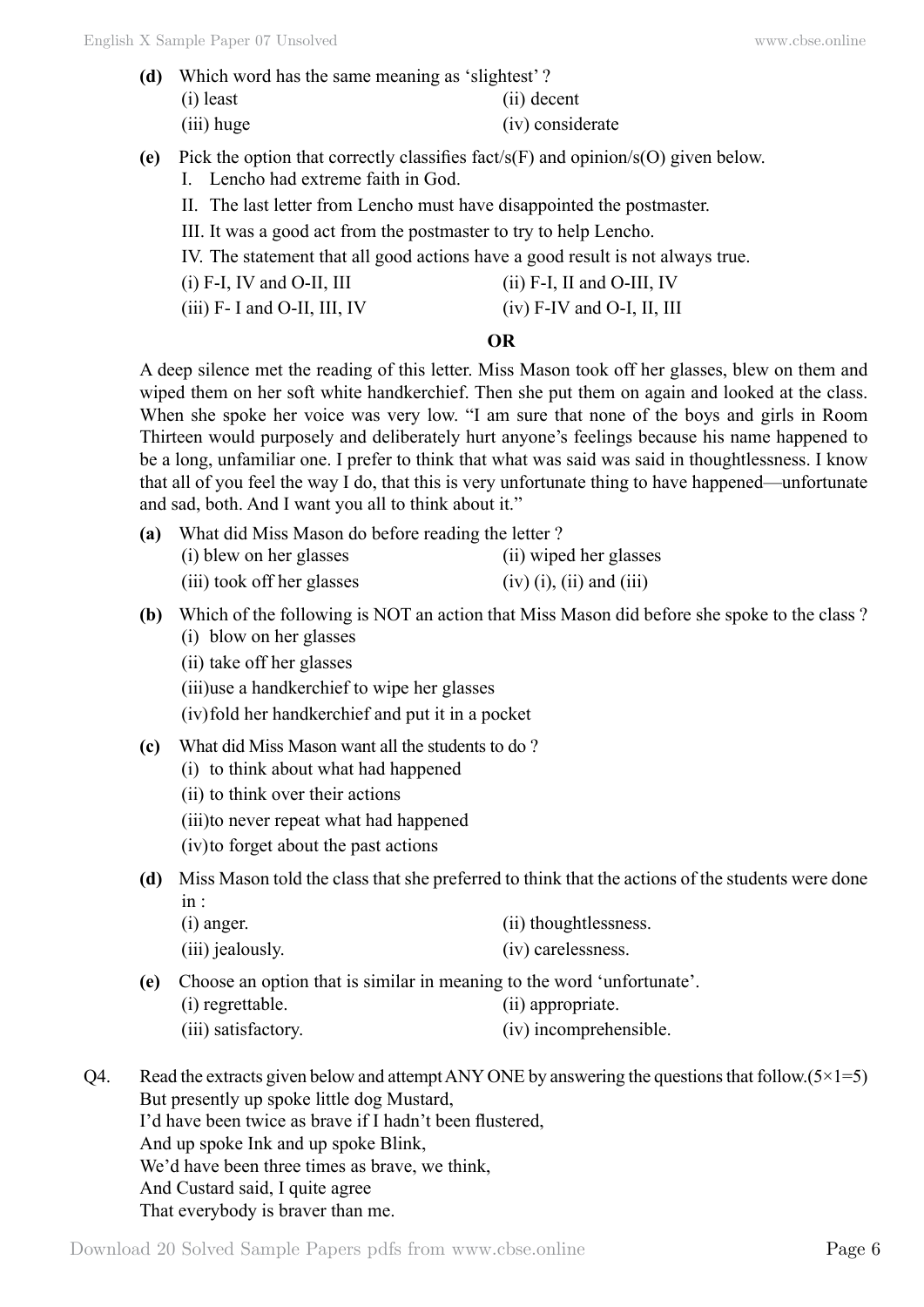**(d)** Which word has the same meaning as 'slightest' ?

(i) least (ii) decent

(iii) huge (iv) considerate

**(e)** Pick the option that correctly classifies fact/s(F) and opinion/s(O) given below.

I. Lencho had extreme faith in God.

II. The last letter from Lencho must have disappointed the postmaster.

III. It was a good act from the postmaster to try to help Lencho.

IV. The statement that all good actions have a good result is not always true.

(i) F-I, IV and O-II, III (ii) F-I, II and O-III, IV

(iii) F- I and O-II, III, IV (iv) F-IV and O-I, II, III

**OR**

A deep silence met the reading of this letter. Miss Mason took off her glasses, blew on them and wiped them on her soft white handkerchief. Then she put them on again and looked at the class. When she spoke her voice was very low. "I am sure that none of the boys and girls in Room Thirteen would purposely and deliberately hurt anyone's feelings because his name happened to be a long, unfamiliar one. I prefer to think that what was said was said in thoughtlessness. I know that all of you feel the way I do, that this is very unfortunate thing to have happened—unfortunate and sad, both. And I want you all to think about it."

**(a)** What did Miss Mason do before reading the letter ?

(i) blew on her glasses (ii) wiped her glasses

(iii) took off her glasses (iv) (i), (ii) and (iii)

**(b)** Which of the following is NOT an action that Miss Mason did before she spoke to the class ?

(i) blow on her glasses

(ii) take off her glasses

(iii) use a handkerchief to wipe her glasses

(iv) fold her handkerchief and put it in a pocket

**(c)** What did Miss Mason want all the students to do ?

(i) to think about what had happened

(ii) to think over their actions

(iii) to never repeat what had happened

(iv) to forget about the past actions

**(d)** Miss Mason told the class that she preferred to think that the actions of the students were done in :

(i) anger. (ii) thoughtlessness.

(iii) jealously. (iv) carelessness.

**(e)** Choose an option that is similar in meaning to the word 'unfortunate'.

(i) regrettable. (ii) appropriate.

(iii) satisfactory. (iv) incomprehensible.

Q4. Read the extracts given below and attempt ANY ONE by answering the questions that follow. (5×1=5)

But presently up spoke little dog Mustard,  
I'd have been twice as brave if I hadn't been flustered,  
And up spoke Ink and up spoke Blink,  
We'd have been three times as brave, we think,  
And Custard said, I quite agree  
That everybody is braver than me.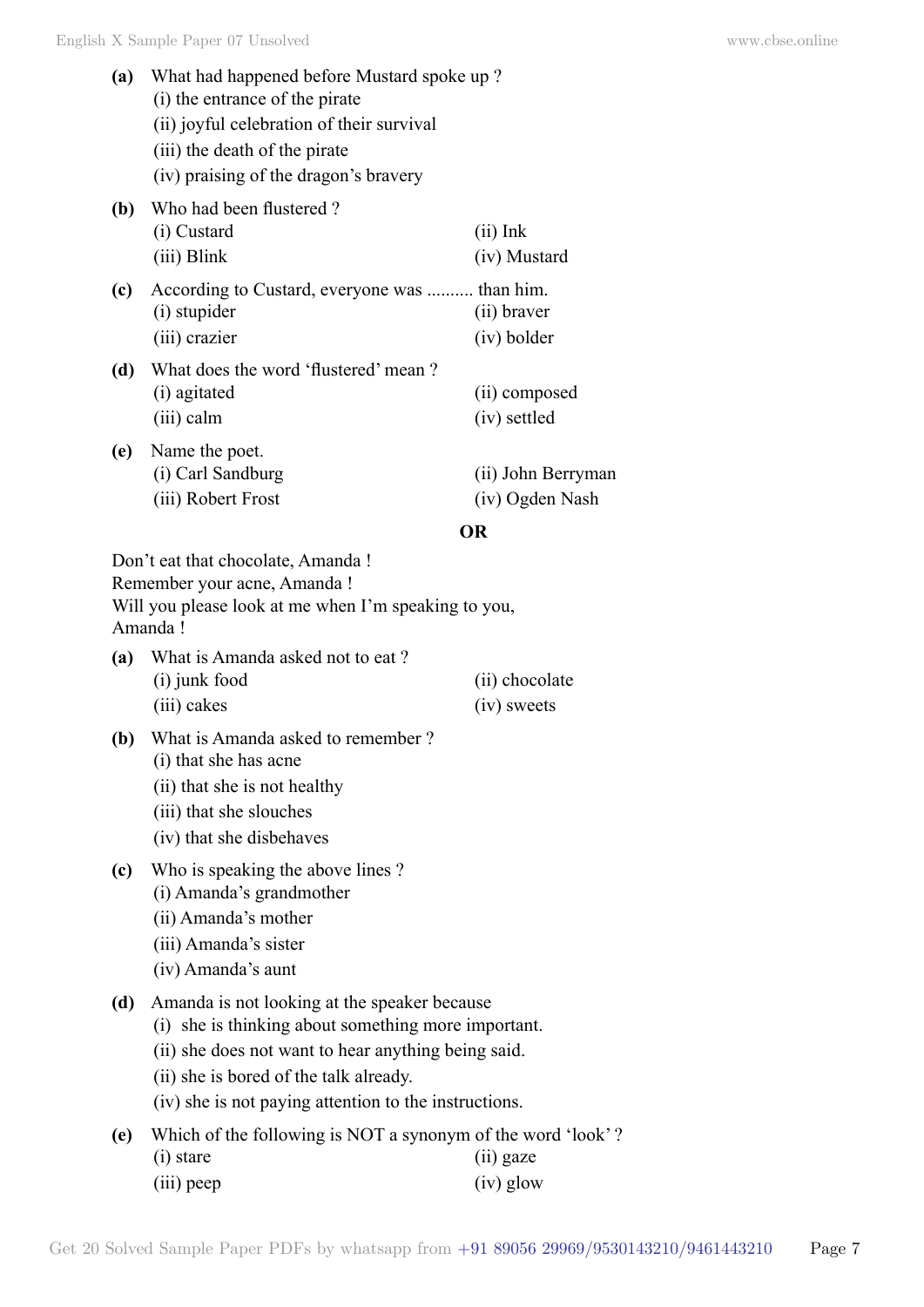**(a)** What had happened before Mustard spoke up ?

(i) the entrance of the pirate

(ii) joyful celebration of their survival

(iii) the death of the pirate

(iv) praising of the dragon's bravery

**(b)** Who had been flustered ?

(i) Custard (ii) Ink

(iii) Blink (iv) Mustard

**(c)** According to Custard, everyone was .......... than him.

(i) stupider (ii) braver

(iii) crazier (iv) bolder

**(d)** What does the word 'flustered' mean ?

(i) agitated (ii) composed

(iii) calm (iv) settled

**(e)** Name the poet.

(i) Carl Sandburg (ii) John Berryman

(iii) Robert Frost (iv) Ogden Nash

**OR**

Don't eat that chocolate, Amanda !
Remember your acne, Amanda !
Will you please look at me when I'm speaking to you,
Amanda !

**(a)** What is Amanda asked not to eat ?

(i) junk food (ii) chocolate

(iii) cakes (iv) sweets

**(b)** What is Amanda asked to remember ?

(i) that she has acne

(ii) that she is not healthy

(iii) that she slouches

(iv) that she disbehaves

**(c)** Who is speaking the above lines ?

(i) Amanda's grandmother

(ii) Amanda's mother

(iii) Amanda's sister

(iv) Amanda's aunt

**(d)** Amanda is not looking at the speaker because

(i) she is thinking about something more important.

(ii) she does not want to hear anything being said.

(ii) she is bored of the talk already.

(iv) she is not paying attention to the instructions.

**(e)** Which of the following is NOT a synonym of the word 'look' ?

(i) stare (ii) gaze

(iii) peep (iv) glow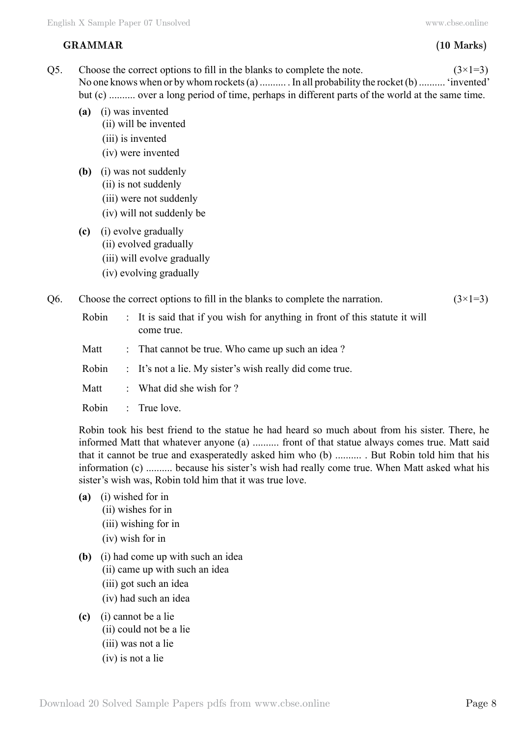## GRAMMAR (10 Marks)

Q5. Choose the correct options to fill in the blanks to complete the note. (3×1=3)

No one knows when or by whom rockets (a) .......... . In all probability the rocket (b) .......... 'invented' but (c) .......... over a long period of time, perhaps in different parts of the world at the same time.

**(a)** (i) was invented
(ii) will be invented
(iii) is invented
(iv) were invented

**(b)** (i) was not suddenly
(ii) is not suddenly
(iii) were not suddenly
(iv) will not suddenly be

**(c)** (i) evolve gradually
(ii) evolved gradually
(iii) will evolve gradually
(iv) evolving gradually

Q6. Choose the correct options to fill in the blanks to complete the narration. (3×1=3)

Robin : It is said that if you wish for anything in front of this statute it will come true.

Matt : That cannot be true. Who came up such an idea ?

Robin : It's not a lie. My sister's wish really did come true.

Matt : What did she wish for ?

Robin : True love.

Robin took his best friend to the statue he had heard so much about from his sister. There, he informed Matt that whatever anyone (a) .......... front of that statue always comes true. Matt said that it cannot be true and exasperatedly asked him who (b) .......... . But Robin told him that his information (c) .......... because his sister's wish had really come true. When Matt asked what his sister's wish was, Robin told him that it was true love.

**(a)** (i) wished for in
(ii) wishes for in
(iii) wishing for in
(iv) wish for in

**(b)** (i) had come up with such an idea
(ii) came up with such an idea
(iii) got such an idea
(iv) had such an idea

**(c)** (i) cannot be a lie
(ii) could not be a lie
(iii) was not a lie
(iv) is not a lie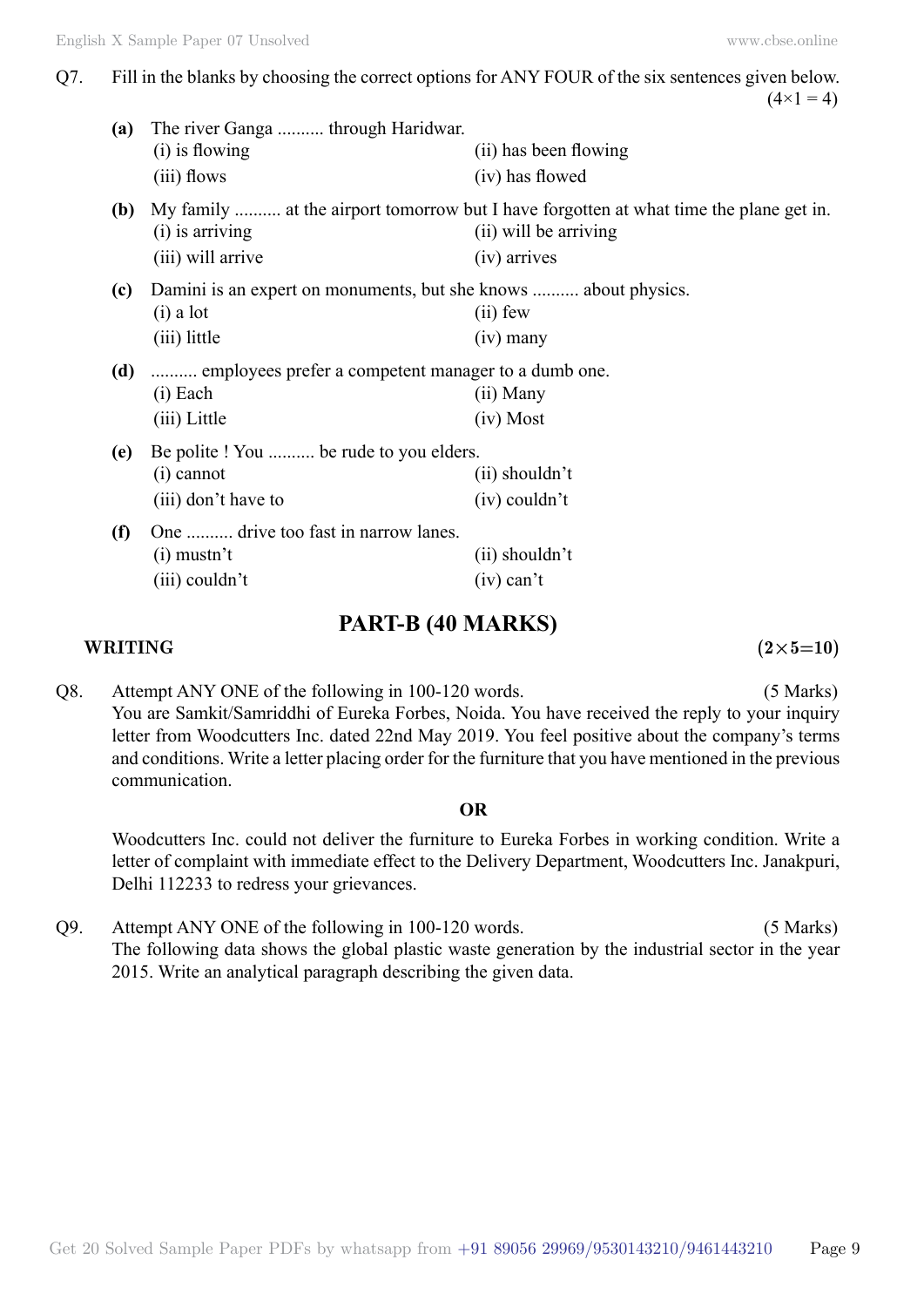Q7. Fill in the blanks by choosing the correct options for ANY FOUR of the six sentences given below. (4×1 = 4)

**(a)** The river Ganga .......... through Haridwar.
(i) is flowing (ii) has been flowing
(iii) flows (iv) has flowed

**(b)** My family .......... at the airport tomorrow but I have forgotten at what time the plane get in.
(i) is arriving (ii) will be arriving
(iii) will arrive (iv) arrives

**(c)** Damini is an expert on monuments, but she knows .......... about physics.
(i) a lot (ii) few
(iii) little (iv) many

**(d)** .......... employees prefer a competent manager to a dumb one.
(i) Each (ii) Many
(iii) Little (iv) Most

**(e)** Be polite ! You .......... be rude to you elders.
(i) cannot (ii) shouldn't
(iii) don't have to (iv) couldn't

**(f)** One .......... drive too fast in narrow lanes.
(i) mustn't (ii) shouldn't
(iii) couldn't (iv) can't

## PART-B (40 MARKS)

**WRITING** **(2×5=10)**

Q8. Attempt ANY ONE of the following in 100-120 words. (5 Marks)
You are Samkit/Samriddhi of Eureka Forbes, Noida. You have received the reply to your inquiry letter from Woodcutters Inc. dated 22nd May 2019. You feel positive about the company's terms and conditions. Write a letter placing order for the furniture that you have mentioned in the previous communication.

**OR**

Woodcutters Inc. could not deliver the furniture to Eureka Forbes in working condition. Write a letter of complaint with immediate effect to the Delivery Department, Woodcutters Inc. Janakpuri, Delhi 112233 to redress your grievances.

Q9. Attempt ANY ONE of the following in 100-120 words. (5 Marks)
The following data shows the global plastic waste generation by the industrial sector in the year 2015. Write an analytical paragraph describing the given data.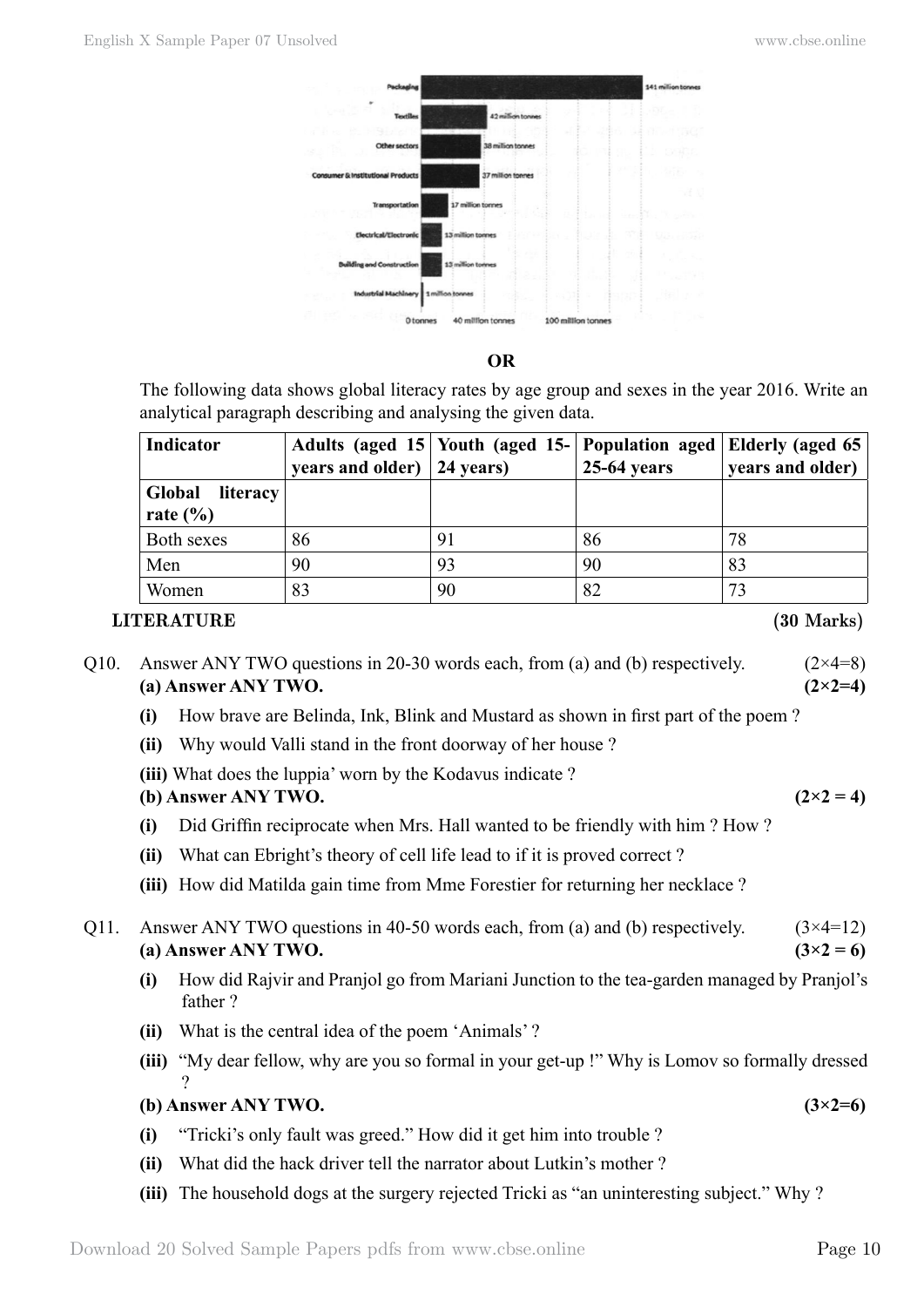| Sector | Value |
|---|---|
| Packaging | 141 million tonnes |
| Textiles | 42 million tonnes |
| Other sectors | 38 million tonnes |
| Consumer & Institutional Products | 37 million tonnes |
| Transportation | 17 million tonnes |
| Electrical/Electronic | 13 million tonnes |
| Building and Construction | 13 million tonnes |
| Industrial Machinery | 1 million tonnes |

0 tonnes   40 million tonnes   100 million tonnes

**OR**

The following data shows global literacy rates by age group and sexes in the year 2016. Write an analytical paragraph describing and analysing the given data.

| Indicator | Adults (aged 15 years and older) | Youth (aged 15-24 years) | Population aged 25-64 years | Elderly (aged 65 years and older) |
|---|---|---|---|---|
| **Global literacy rate (%)** | | | | |
| Both sexes | 86 | 91 | 86 | 78 |
| Men | 90 | 93 | 90 | 83 |
| Women | 83 | 90 | 82 | 73 |

## LITERATURE (30 Marks)

Q10. Answer ANY TWO questions in 20-30 words each, from (a) and (b) respectively. (2×4=8)

**(a) Answer ANY TWO. (2×2=4)**

**(i)** How brave are Belinda, Ink, Blink and Mustard as shown in first part of the poem ?

**(ii)** Why would Valli stand in the front doorway of her house ?

**(iii)** What does the luppia' worn by the Kodavus indicate ?

**(b) Answer ANY TWO. (2×2 = 4)**

**(i)** Did Griffin reciprocate when Mrs. Hall wanted to be friendly with him ? How ?

**(ii)** What can Ebright's theory of cell life lead to if it is proved correct ?

**(iii)** How did Matilda gain time from Mme Forestier for returning her necklace ?

Q11. Answer ANY TWO questions in 40-50 words each, from (a) and (b) respectively. (3×4=12)

**(a) Answer ANY TWO. (3×2 = 6)**

**(i)** How did Rajvir and Pranjol go from Mariani Junction to the tea-garden managed by Pranjol's father ?

**(ii)** What is the central idea of the poem 'Animals' ?

**(iii)** "My dear fellow, why are you so formal in your get-up !" Why is Lomov so formally dressed ?

**(b) Answer ANY TWO. (3×2=6)**

**(i)** "Tricki's only fault was greed." How did it get him into trouble ?

**(ii)** What did the hack driver tell the narrator about Lutkin's mother ?

**(iii)** The household dogs at the surgery rejected Tricki as "an uninteresting subject." Why ?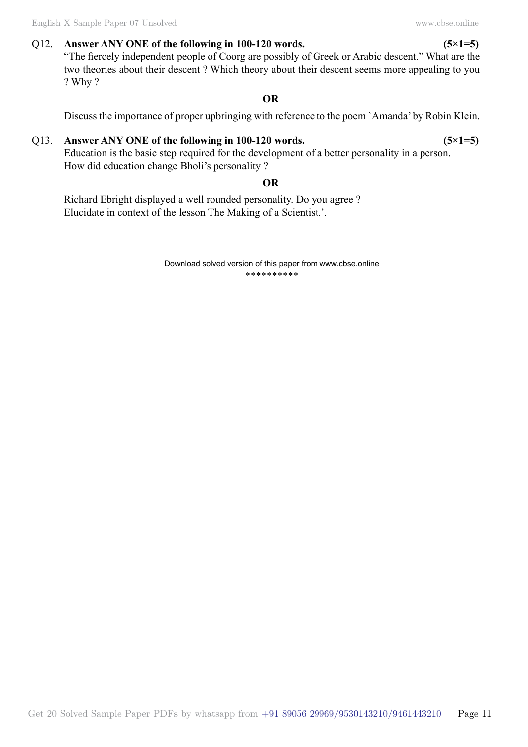Q12. **Answer ANY ONE of the following in 100-120 words. (5×1=5)**

"The fiercely independent people of Coorg are possibly of Greek or Arabic descent." What are the two theories about their descent ? Which theory about their descent seems more appealing to you ? Why ?

**OR**

Discuss the importance of proper upbringing with reference to the poem `Amanda' by Robin Klein.

Q13. **Answer ANY ONE of the following in 100-120 words. (5×1=5)**

Education is the basic step required for the development of a better personality in a person. How did education change Bholi's personality ?

**OR**

Richard Ebright displayed a well rounded personality. Do you agree ? Elucidate in context of the lesson The Making of a Scientist.'.

Download solved version of this paper from www.cbse.online

**********